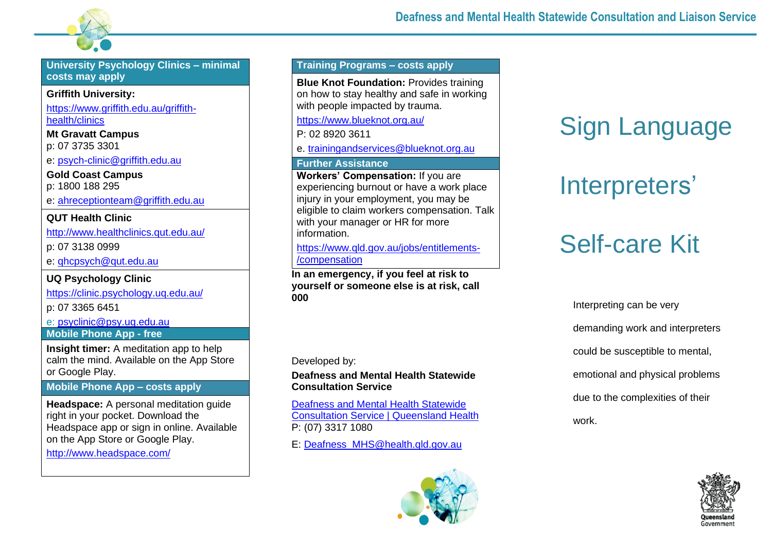## University Psychology Clinics – minimal costs may apply

**Griffith University:**

https://www.griffith.edu.au/griffith-health/clinics

**Mt Gravatt Campus**
p: 07 3735 3301

e: psych-clinic@griffith.edu.au

**Gold Coast Campus**
p: 1800 188 295

e: ahreceptionteam@griffith.edu.au

**QUT Health Clinic**

http://www.healthclinics.qut.edu.au/

p: 07 3138 0999

e: qhcpsych@qut.edu.au

**UQ Psychology Clinic**

https://clinic.psychology.uq.edu.au/

p: 07 3365 6451

e: psyclinic@psy.uq.edu.au

## Mobile Phone App - free

**Insight timer:** A meditation app to help calm the mind. Available on the App Store or Google Play.

## Mobile Phone App – costs apply

**Headspace:** A personal meditation guide right in your pocket. Download the Headspace app or sign in online. Available on the App Store or Google Play.

http://www.headspace.com/

## Training Programs – costs apply

**Blue Knot Foundation:** Provides training on how to stay healthy and safe in working with people impacted by trauma.

https://www.blueknot.org.au/

P: 02 8920 3611

e. trainingandservices@blueknot.org.au

## Further Assistance

**Workers' Compensation:** If you are experiencing burnout or have a work place injury in your employment, you may be eligible to claim workers compensation. Talk with your manager or HR for more information.

https://www.qld.gov.au/jobs/entitlements-/compensation

**In an emergency, if you feel at risk to yourself or someone else is at risk, call 000**

Developed by:

**Deafness and Mental Health Statewide Consultation Service**

Deafness and Mental Health Statewide Consultation Service | Queensland Health
P: (07) 3317 1080

E: Deafness_MHS@health.qld.gov.au

# Sign Language Interpreters' Self-care Kit

Interpreting can be very demanding work and interpreters could be susceptible to mental, emotional and physical problems due to the complexities of their work.

Queensland Government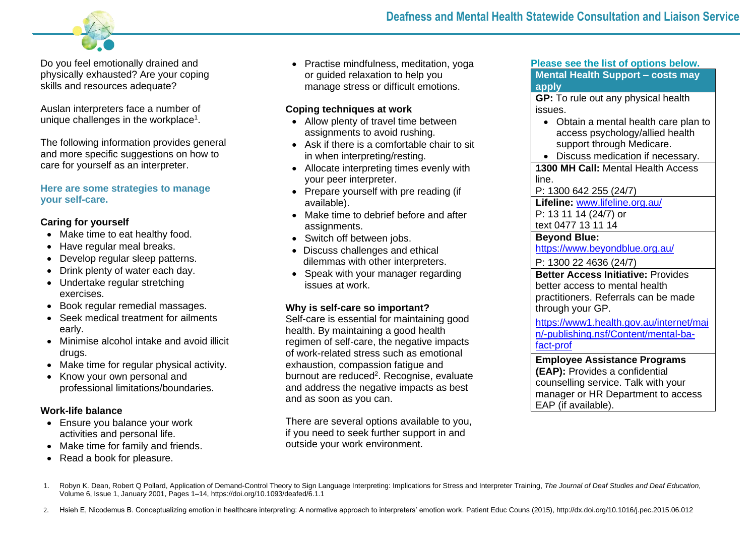Do you feel emotionally drained and physically exhausted? Are your coping skills and resources adequate?

Auslan interpreters face a number of unique challenges in the workplace[1].

The following information provides general and more specific suggestions on how to care for yourself as an interpreter.

## Here are some strategies to manage your self-care.

### Caring for yourself

- Make time to eat healthy food.
- Have regular meal breaks.
- Develop regular sleep patterns.
- Drink plenty of water each day.
- Undertake regular stretching exercises.
- Book regular remedial massages.
- Seek medical treatment for ailments early.
- Minimise alcohol intake and avoid illicit drugs.
- Make time for regular physical activity.
- Know your own personal and professional limitations/boundaries.

### Work-life balance

- Ensure you balance your work activities and personal life.
- Make time for family and friends.
- Read a book for pleasure.
- Practise mindfulness, meditation, yoga or guided relaxation to help you manage stress or difficult emotions.

### Coping techniques at work

- Allow plenty of travel time between assignments to avoid rushing.
- Ask if there is a comfortable chair to sit in when interpreting/resting.
- Allocate interpreting times evenly with your peer interpreter.
- Prepare yourself with pre reading (if available).
- Make time to debrief before and after assignments.
- Switch off between jobs.
- Discuss challenges and ethical dilemmas with other interpreters.
- Speak with your manager regarding issues at work.

### Why is self-care so important?

Self-care is essential for maintaining good health. By maintaining a good health regimen of self-care, the negative impacts of work-related stress such as emotional exhaustion, compassion fatigue and burnout are reduced[2]. Recognise, evaluate and address the negative impacts as best and as soon as you can.

There are several options available to you, if you need to seek further support in and outside your work environment.

## Please see the list of options below.

| **Mental Health Support – costs may apply** |
| --- |
| **GP:** To rule out any physical health issues.<br>• Obtain a mental health care plan to access psychology/allied health support through Medicare.<br>• Discuss medication if necessary. |
| **1300 MH Call:** Mental Health Access line.<br>P: 1300 642 255 (24/7) |
| **Lifeline:** www.lifeline.org.au/<br>P: 13 11 14 (24/7) or<br>text 0477 13 11 14 |
| **Beyond Blue:**<br>https://www.beyondblue.org.au/<br>P: 1300 22 4636 (24/7) |
| **Better Access Initiative:** Provides better access to mental health practitioners. Referrals can be made through your GP.<br>https://www1.health.gov.au/internet/main/-publishing.nsf/Content/mental-ba-fact-prof |
| **Employee Assistance Programs (EAP):** Provides a confidential counselling service. Talk with your manager or HR Department to access EAP (if available). |

1. Robyn K. Dean, Robert Q Pollard, Application of Demand-Control Theory to Sign Language Interpreting: Implications for Stress and Interpreter Training, *The Journal of Deaf Studies and Deaf Education*, Volume 6, Issue 1, January 2001, Pages 1–14, https://doi.org/10.1093/deafed/6.1.1

2. Hsieh E, Nicodemus B. Conceptualizing emotion in healthcare interpreting: A normative approach to interpreters' emotion work. Patient Educ Couns (2015), http://dx.doi.org/10.1016/j.pec.2015.06.012